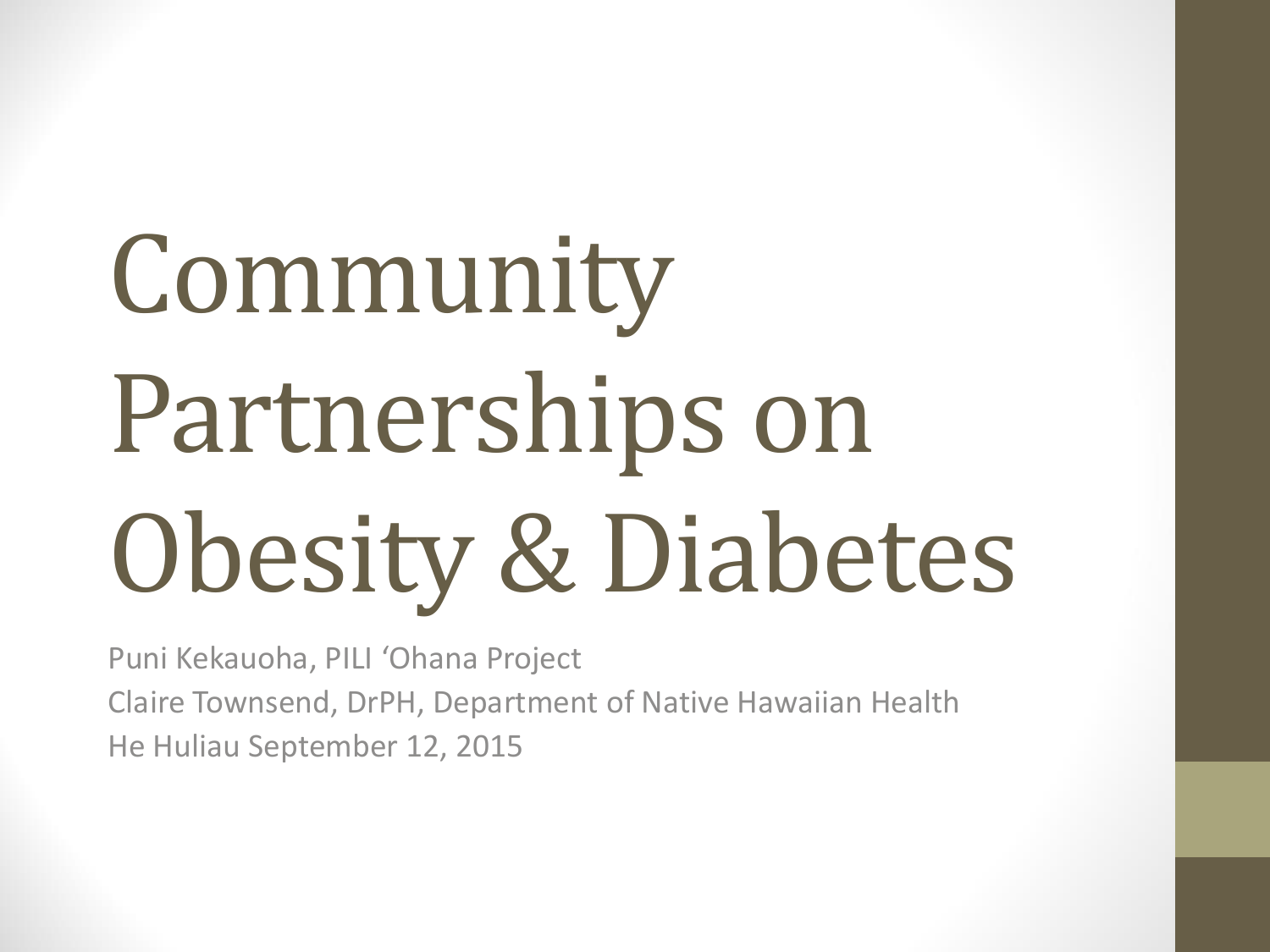# Community Partnerships on Obesity & Diabetes

Puni Kekauoha, PILI ʻOhana Project

Claire Townsend, DrPH, Department of Native Hawaiian Health

He Huliau September 12, 2015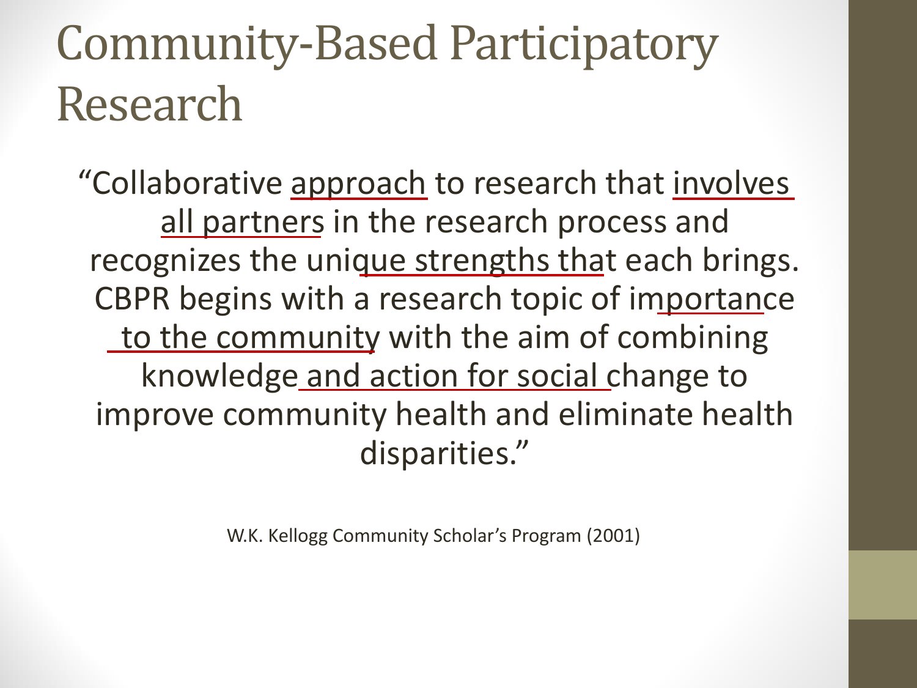# Community-Based Participatory Research

"Collaborative approach to research that involves all partners in the research process and recognizes the unique strengths that each brings. CBPR begins with a research topic of importance to the community with the aim of combining knowledge and action for social change to improve community health and eliminate health disparities."

W.K. Kellogg Community Scholar's Program (2001)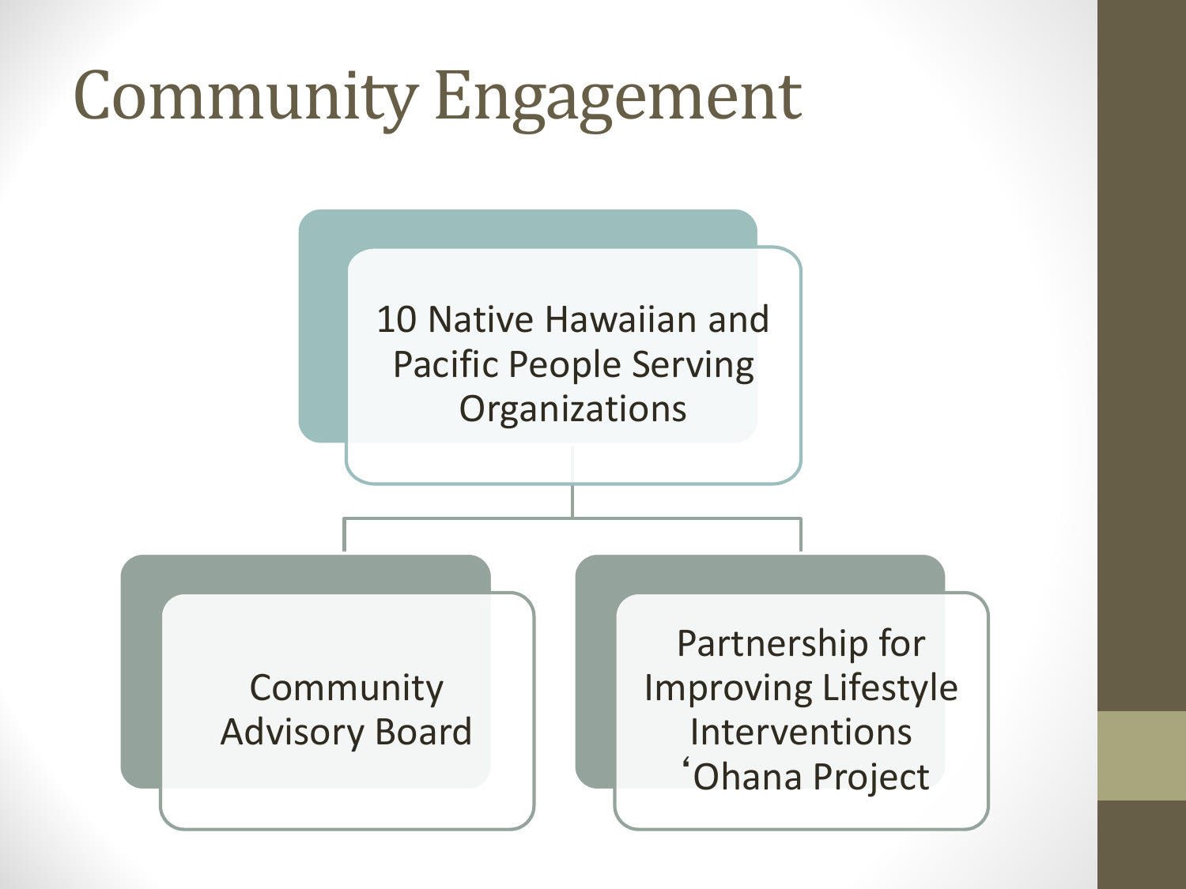# Community Engagement

- 10 Native Hawaiian and Pacific People Serving Organizations
  - Community Advisory Board
  - Partnership for Improving Lifestyle Interventions ʻOhana Project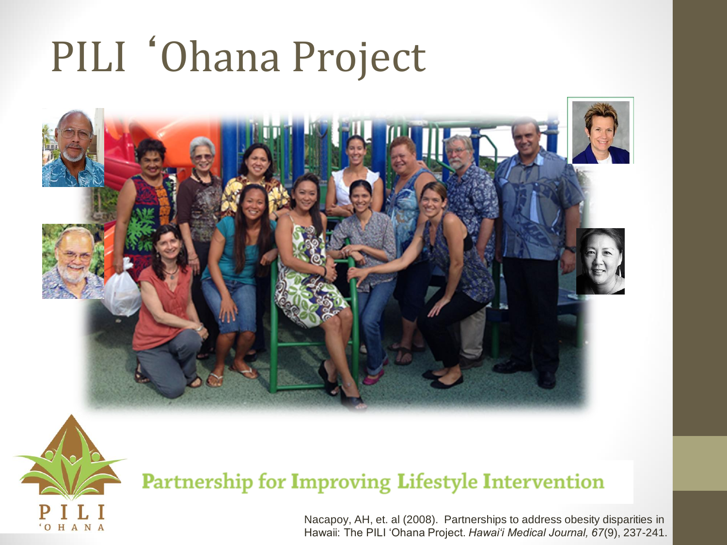# PILI ʻOhana Project

**Partnership for Improving Lifestyle Intervention**

Nacapoy, AH, et. al (2008). Partnerships to address obesity disparities in Hawaii: The PILI ʻOhana Project. *Hawaiʻi Medical Journal, 67*(9), 237-241.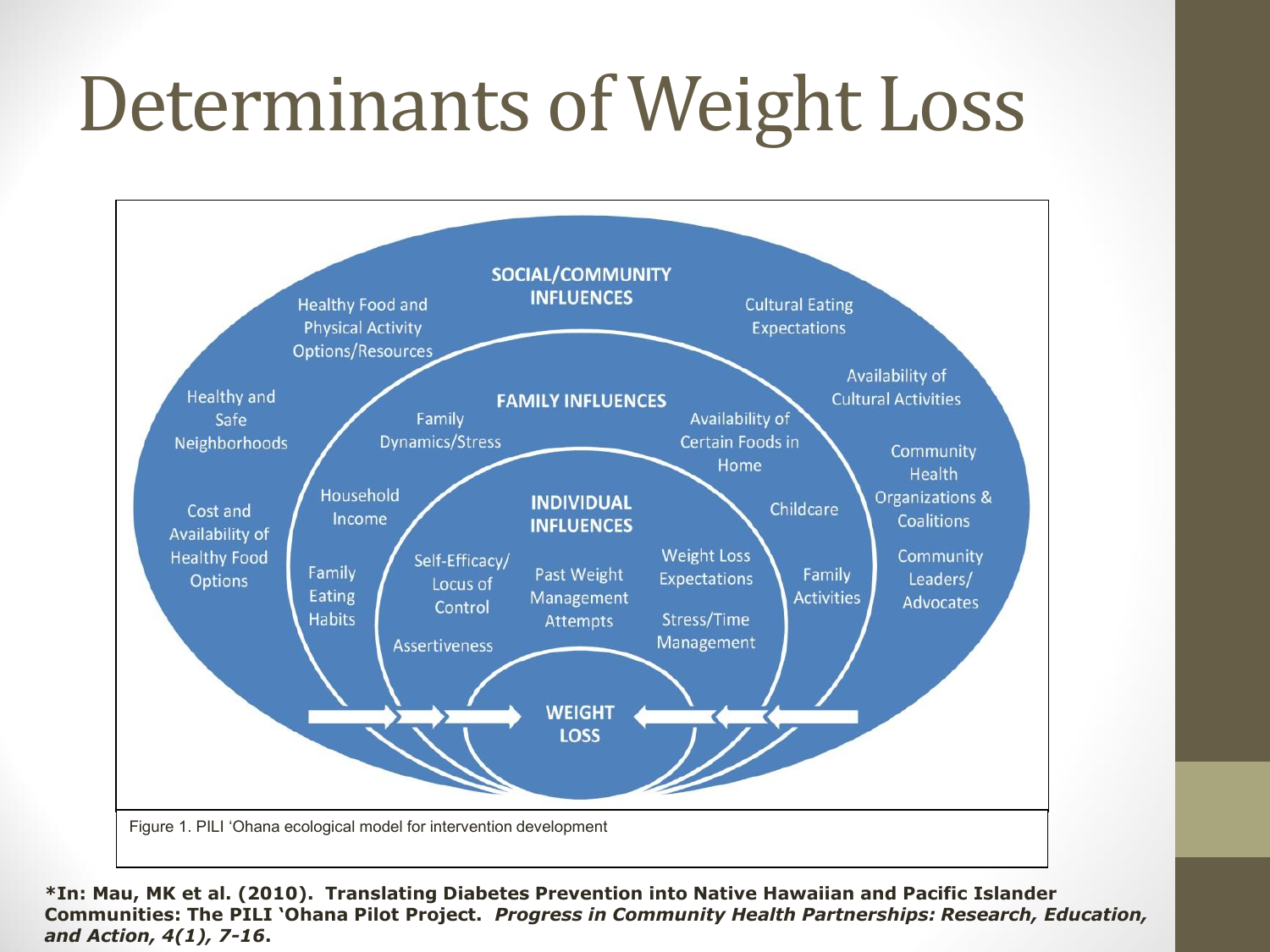# Determinants of Weight Loss

**SOCIAL/COMMUNITY INFLUENCES**

- Healthy Food and Physical Activity Options/Resources
- Cultural Eating Expectations
- Availability of Cultural Activities
- Healthy and Safe Neighborhoods
- Community Health Organizations & Coalitions
- Cost and Availability of Healthy Food Options
- Community Leaders/ Advocates

**FAMILY INFLUENCES**

- Family Dynamics/Stress
- Availability of Certain Foods in Home
- Household Income
- Childcare
- Family Eating Habits
- Family Activities

**INDIVIDUAL INFLUENCES**

- Self-Efficacy/ Locus of Control
- Past Weight Management Attempts
- Weight Loss Expectations
- Stress/Time Management
- Assertiveness

**WEIGHT LOSS**

Figure 1. PILI ʻOhana ecological model for intervention development

***In: Mau, MK et al. (2010). Translating Diabetes Prevention into Native Hawaiian and Pacific Islander Communities: The PILI ʻOhana Pilot Project.** ***Progress in Community Health Partnerships: Research, Education, and Action, 4(1), 7-16*****.**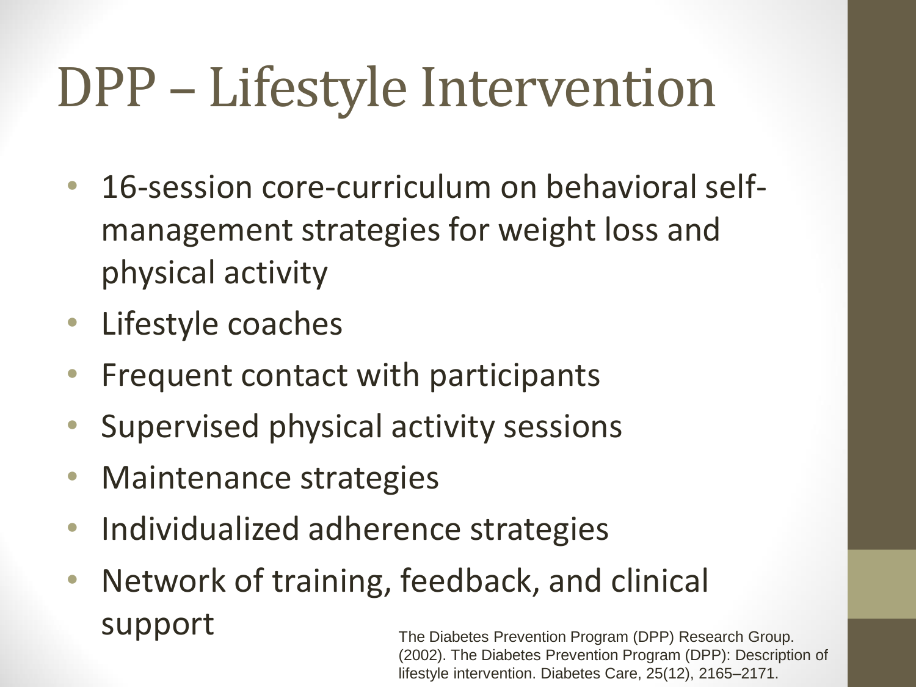# DPP – Lifestyle Intervention

- 16-session core-curriculum on behavioral self-management strategies for weight loss and physical activity
- Lifestyle coaches
- Frequent contact with participants
- Supervised physical activity sessions
- Maintenance strategies
- Individualized adherence strategies
- Network of training, feedback, and clinical support

The Diabetes Prevention Program (DPP) Research Group. (2002). The Diabetes Prevention Program (DPP): Description of lifestyle intervention. Diabetes Care, 25(12), 2165–2171.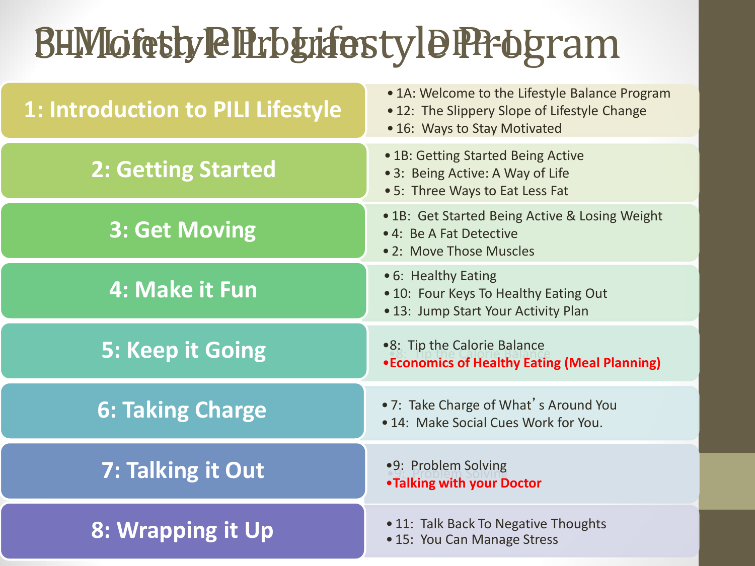# PILI Lifestyle Program

| Session | Lessons |
| --- | --- |
| **1: Introduction to PILI Lifestyle** | • 1A: Welcome to the Lifestyle Balance Program<br>• 12: The Slippery Slope of Lifestyle Change<br>• 16: Ways to Stay Motivated |
| **2: Getting Started** | • 1B: Getting Started Being Active<br>• 3: Being Active: A Way of Life<br>• 5: Three Ways to Eat Less Fat |
| **3: Get Moving** | • 1B: Get Started Being Active & Losing Weight<br>• 4: Be A Fat Detective<br>• 2: Move Those Muscles |
| **4: Make it Fun** | • 6: Healthy Eating<br>• 10: Four Keys To Healthy Eating Out<br>• 13: Jump Start Your Activity Plan |
| **5: Keep it Going** | • 8: Tip the Calorie Balance<br>• **Economics of Healthy Eating (Meal Planning)** |
| **6: Taking Charge** | • 7: Take Charge of What's Around You<br>• 14: Make Social Cues Work for You. |
| **7: Talking it Out** | • 9: Problem Solving<br>• **Talking with your Doctor** |
| **8: Wrapping it Up** | • 11: Talk Back To Negative Thoughts<br>• 15: You Can Manage Stress |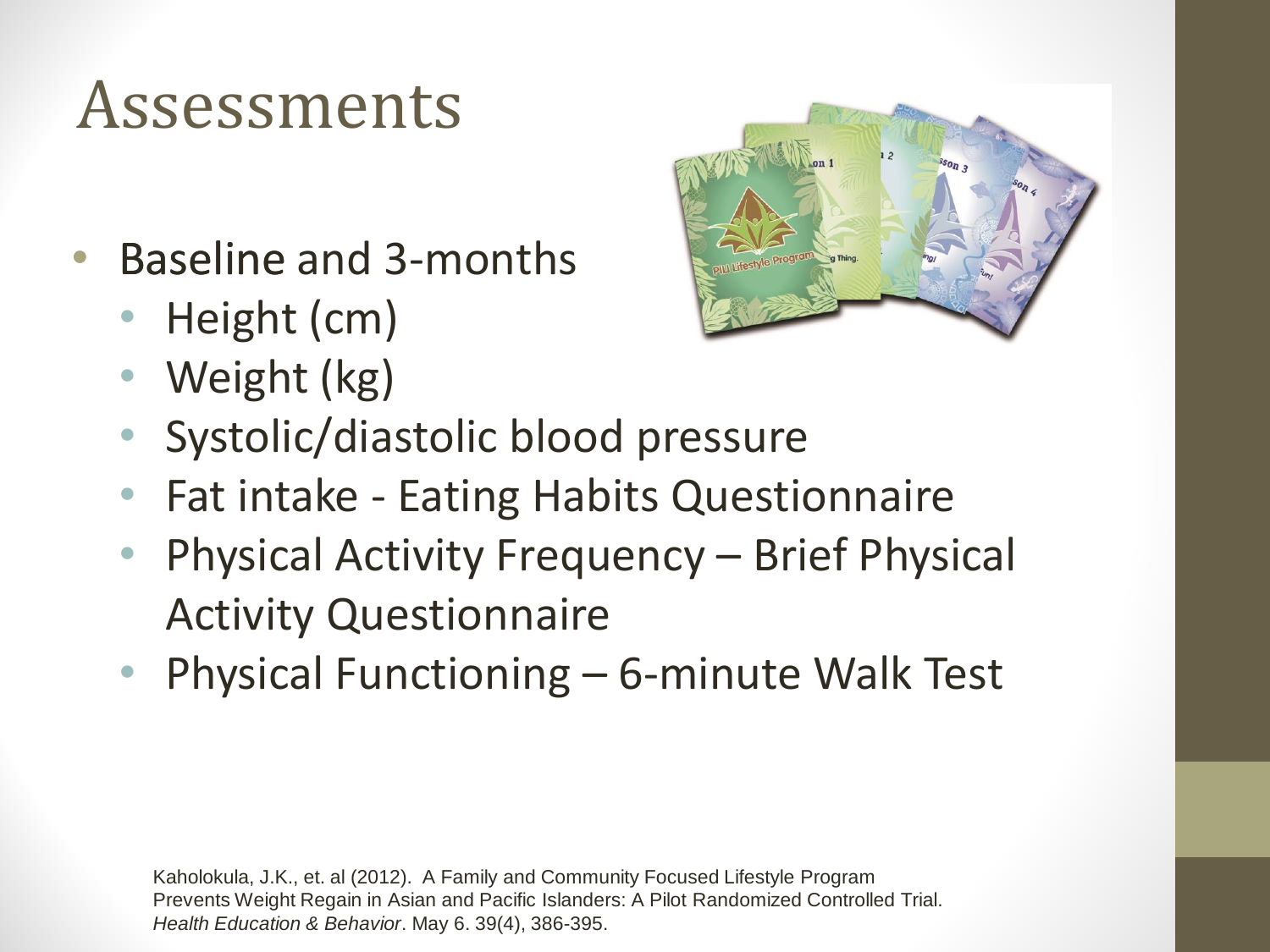# Assessments

- Baseline and 3-months
  - Height (cm)
  - Weight (kg)
  - Systolic/diastolic blood pressure
  - Fat intake - Eating Habits Questionnaire
  - Physical Activity Frequency – Brief Physical Activity Questionnaire
  - Physical Functioning – 6-minute Walk Test

Kaholokula, J.K., et. al (2012). A Family and Community Focused Lifestyle Program Prevents Weight Regain in Asian and Pacific Islanders: A Pilot Randomized Controlled Trial. *Health Education & Behavior*. May 6. 39(4), 386-395.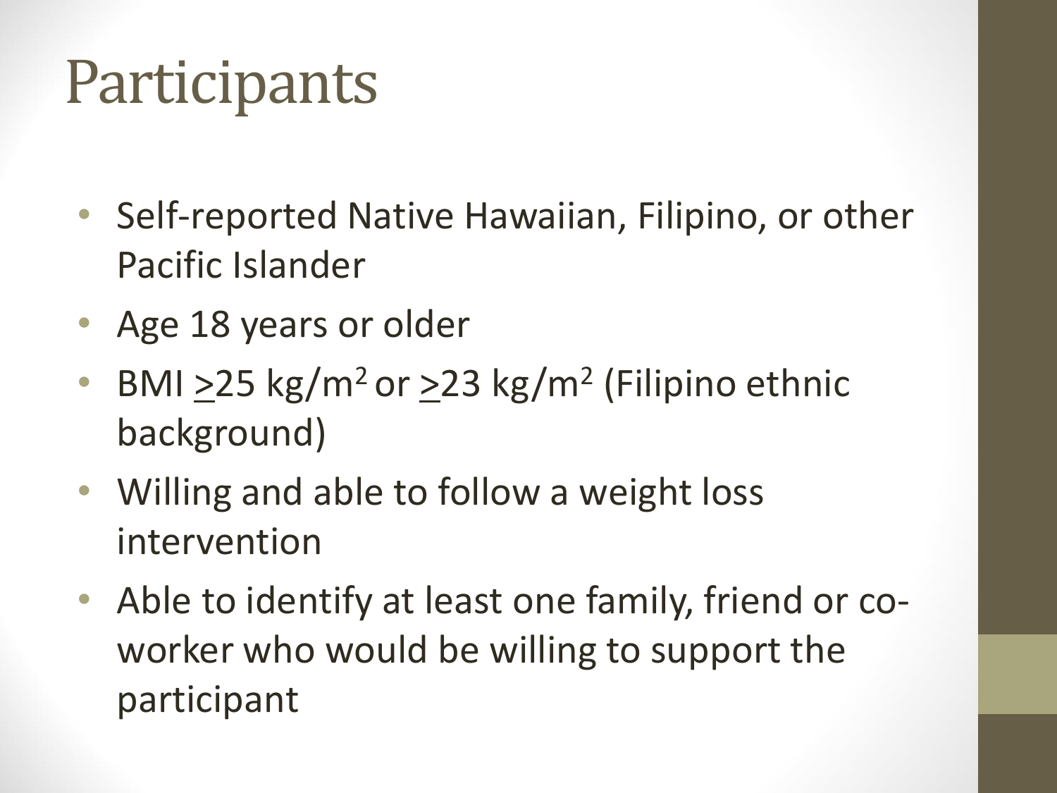# Participants

- Self-reported Native Hawaiian, Filipino, or other Pacific Islander
- Age 18 years or older
- BMI $\geq 25$ kg/m$^2$ or $\geq 23$ kg/m$^2$ (Filipino ethnic background)
- Willing and able to follow a weight loss intervention
- Able to identify at least one family, friend or co-worker who would be willing to support the participant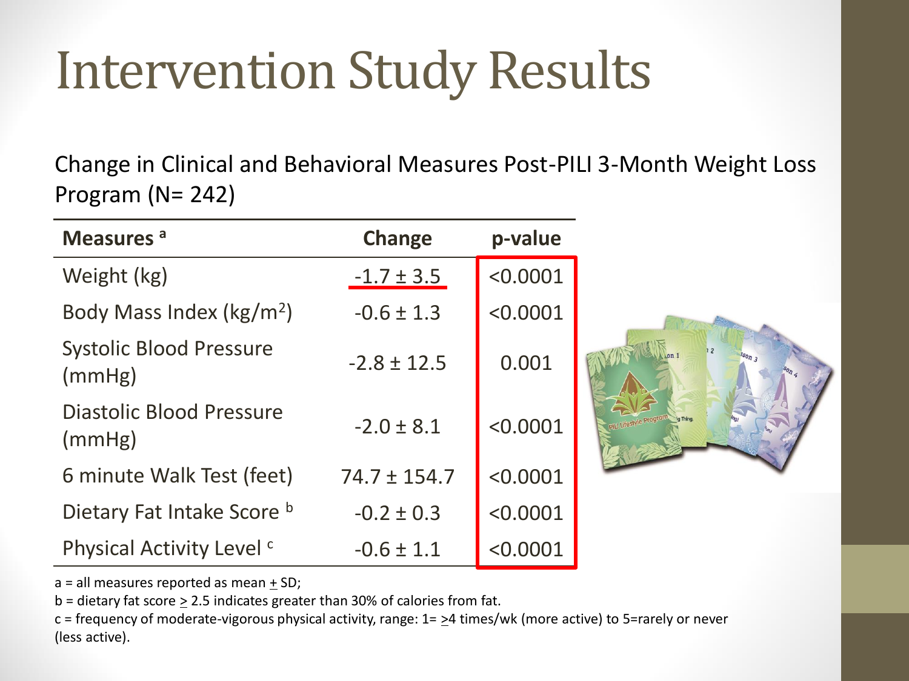# Intervention Study Results

Change in Clinical and Behavioral Measures Post-PILI 3-Month Weight Loss Program (N= 242)

| Measures [a] | Change | p-value |
|---|---|---|
| Weight (kg) | -1.7 ± 3.5 | <0.0001 |
| Body Mass Index (kg/m$^2$) | -0.6 ± 1.3 | <0.0001 |
| Systolic Blood Pressure (mmHg) | -2.8 ± 12.5 | 0.001 |
| Diastolic Blood Pressure (mmHg) | -2.0 ± 8.1 | <0.0001 |
| 6 minute Walk Test (feet) | 74.7 ± 154.7 | <0.0001 |
| Dietary Fat Intake Score [b] | -0.2 ± 0.3 | <0.0001 |
| Physical Activity Level [c] | -0.6 ± 1.1 | <0.0001 |

a = all measures reported as mean ± SD;

b = dietary fat score ≥ 2.5 indicates greater than 30% of calories from fat.

c = frequency of moderate-vigorous physical activity, range: 1= ≥4 times/wk (more active) to 5=rarely or never (less active).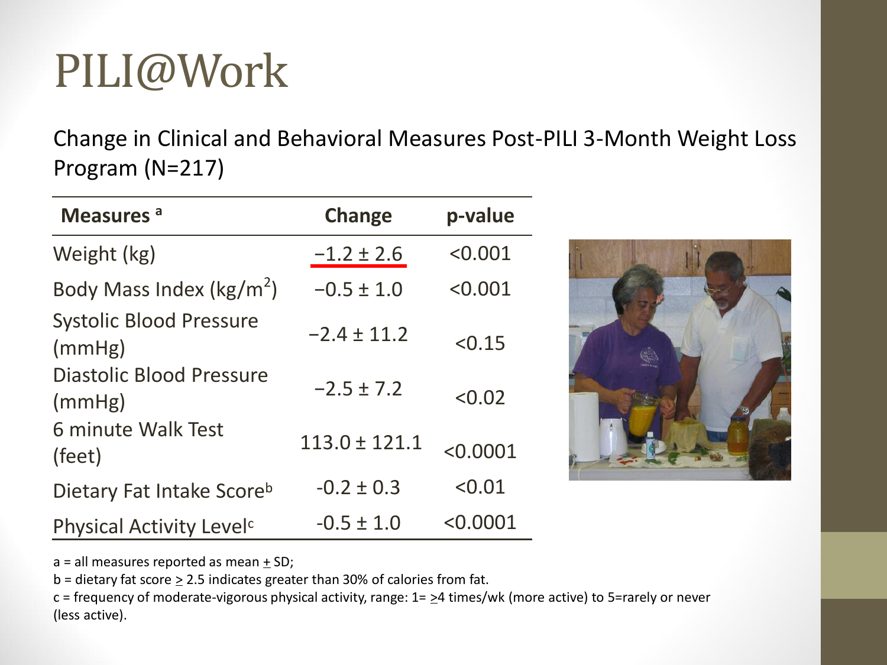# PILI@Work

Change in Clinical and Behavioral Measures Post-PILI 3-Month Weight Loss Program (N=217)

| Measures [a] | Change | p-value |
|---|---|---|
| Weight (kg) | −1.2 ± 2.6 | <0.001 |
| Body Mass Index ($kg/m^2$) | −0.5 ± 1.0 | <0.001 |
| Systolic Blood Pressure (mmHg) | −2.4 ± 11.2 | <0.15 |
| Diastolic Blood Pressure (mmHg) | −2.5 ± 7.2 | <0.02 |
| 6 minute Walk Test (feet) | 113.0 ± 121.1 | <0.0001 |
| Dietary Fat Intake Score[b] | -0.2 ± 0.3 | <0.01 |
| Physical Activity Level[c] | -0.5 ± 1.0 | <0.0001 |

a = all measures reported as mean ± SD;

b = dietary fat score ≥ 2.5 indicates greater than 30% of calories from fat.

c = frequency of moderate-vigorous physical activity, range: 1= ≥4 times/wk (more active) to 5=rarely or never (less active).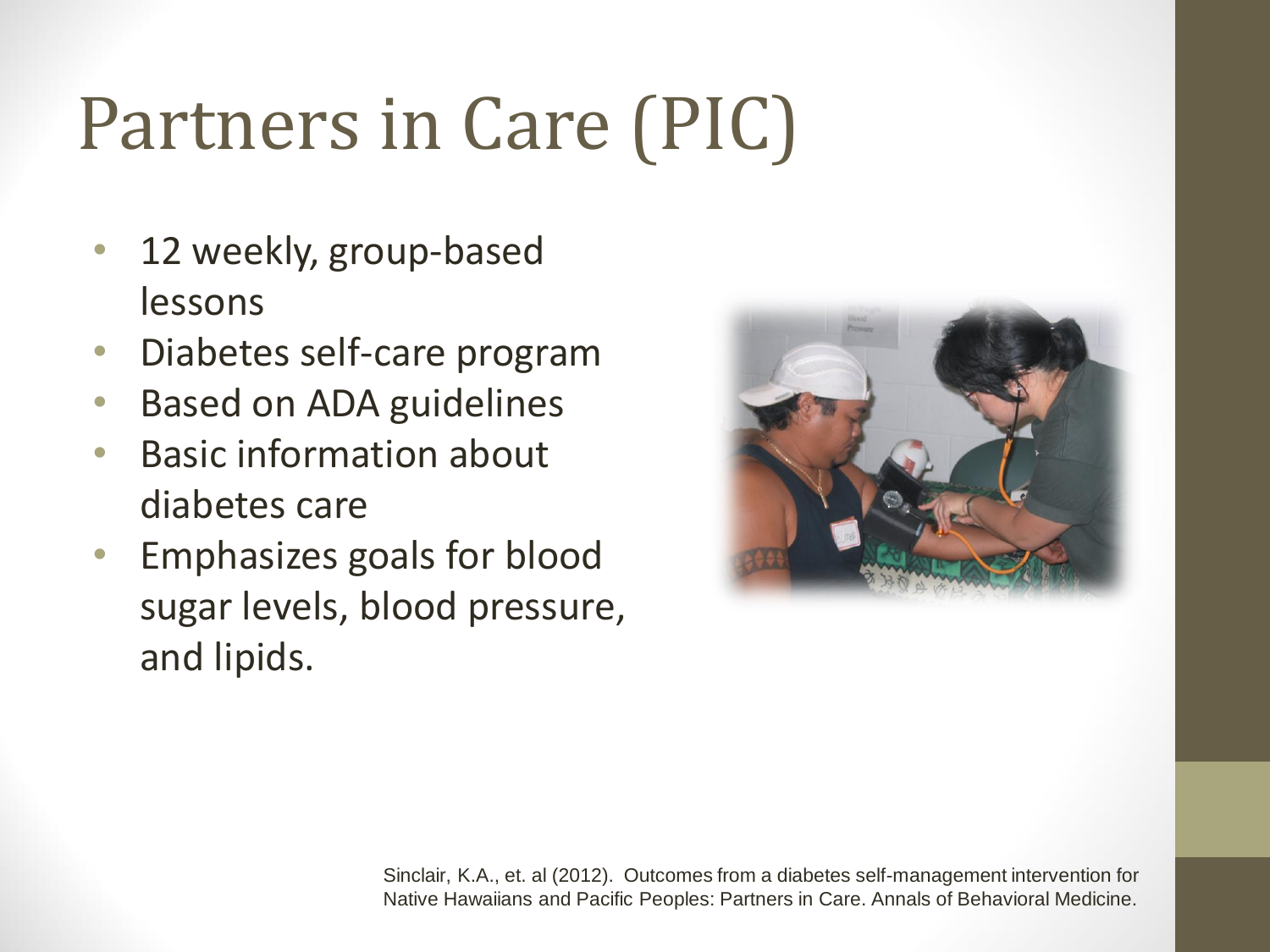# Partners in Care (PIC)

- 12 weekly, group-based lessons
- Diabetes self-care program
- Based on ADA guidelines
- Basic information about diabetes care
- Emphasizes goals for blood sugar levels, blood pressure, and lipids.

Sinclair, K.A., et. al (2012). Outcomes from a diabetes self-management intervention for Native Hawaiians and Pacific Peoples: Partners in Care. Annals of Behavioral Medicine.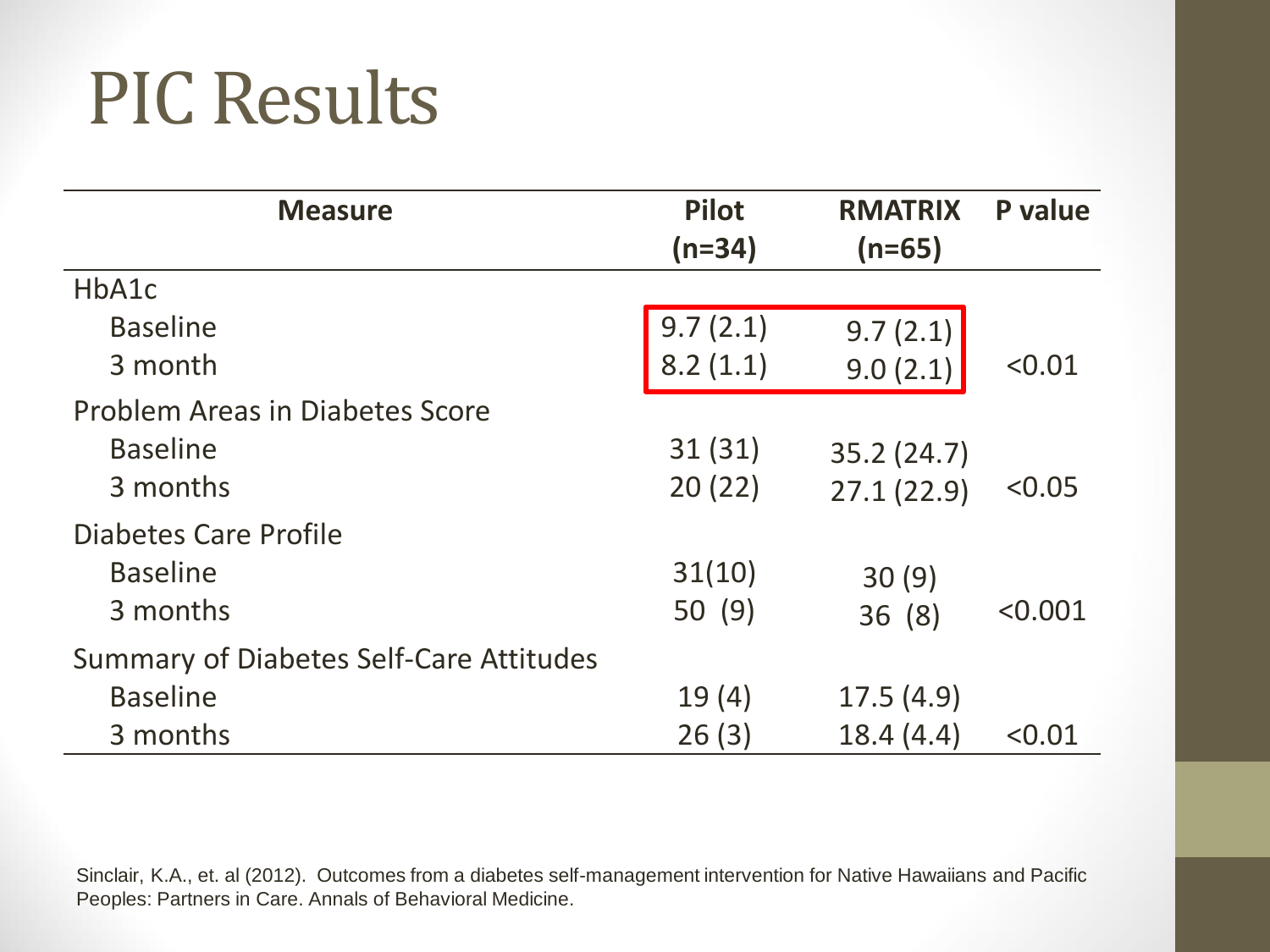# PIC Results

| Measure | Pilot (n=34) | RMATRIX (n=65) | P value |
|---|---|---|---|
| HbA1c | | | |
| Baseline | 9.7 (2.1) | 9.7 (2.1) | |
| 3 month | 8.2 (1.1) | 9.0 (2.1) | <0.01 |
| Problem Areas in Diabetes Score | | | |
| Baseline | 31 (31) | 35.2 (24.7) | |
| 3 months | 20 (22) | 27.1 (22.9) | <0.05 |
| Diabetes Care Profile | | | |
| Baseline | 31(10) | 30 (9) | |
| 3 months | 50 (9) | 36 (8) | <0.001 |
| Summary of Diabetes Self-Care Attitudes | | | |
| Baseline | 19 (4) | 17.5 (4.9) | |
| 3 months | 26 (3) | 18.4 (4.4) | <0.01 |

Sinclair, K.A., et. al (2012). Outcomes from a diabetes self-management intervention for Native Hawaiians and Pacific Peoples: Partners in Care. Annals of Behavioral Medicine.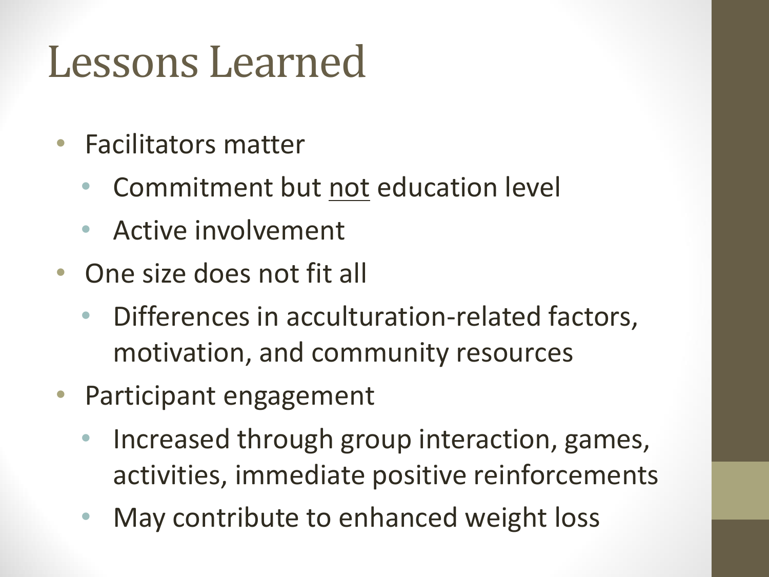# Lessons Learned

- Facilitators matter
  - Commitment but <u>not</u> education level
  - Active involvement
- One size does not fit all
  - Differences in acculturation-related factors, motivation, and community resources
- Participant engagement
  - Increased through group interaction, games, activities, immediate positive reinforcements
  - May contribute to enhanced weight loss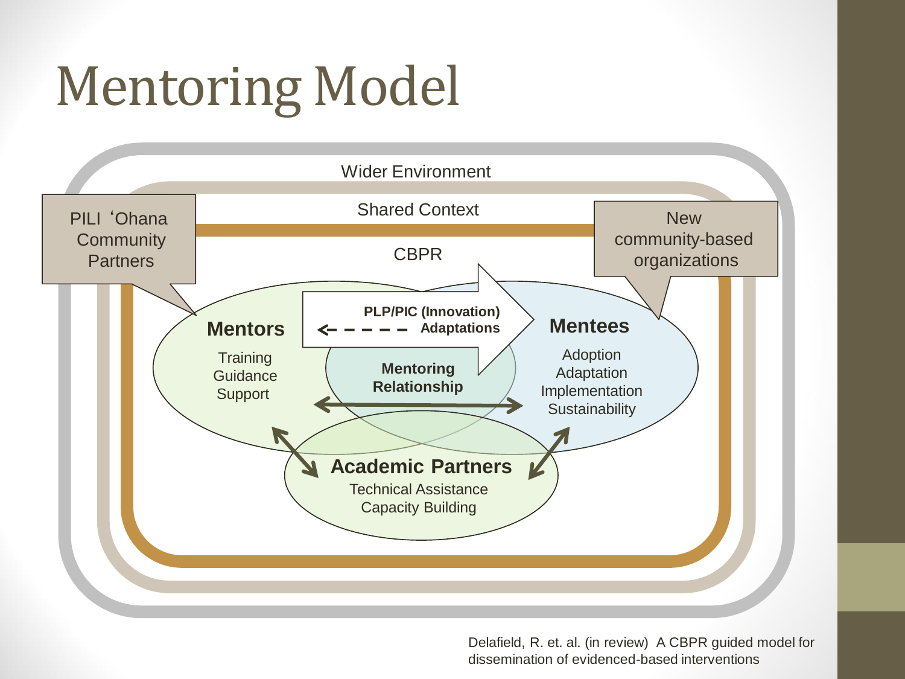# Mentoring Model

Wider Environment

Shared Context

CBPR

PILI ʻOhana Community Partners

New community-based organizations

**PLP/PIC (Innovation)**

**Adaptations**

**Mentors**

Training
Guidance
Support

**Mentoring Relationship**

**Mentees**

Adoption
Adaptation
Implementation
Sustainability

**Academic Partners**

Technical Assistance
Capacity Building

Delafield, R. et. al. (in review) A CBPR guided model for dissemination of evidenced-based interventions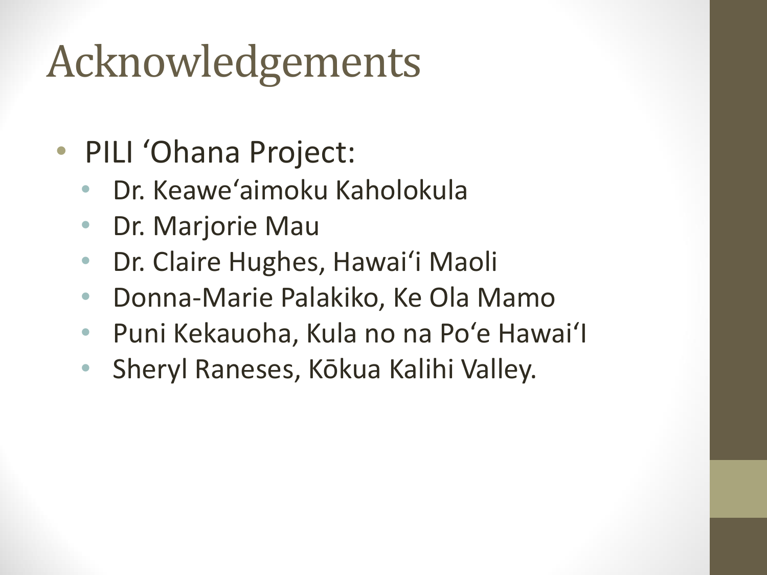# Acknowledgements

- PILI ‘Ohana Project:
  - Dr. Keawe‘aimoku Kaholokula
  - Dr. Marjorie Mau
  - Dr. Claire Hughes, Hawai‘i Maoli
  - Donna-Marie Palakiko, Ke Ola Mamo
  - Puni Kekauoha, Kula no na Po‘e Hawai‘I
  - Sheryl Raneses, Kōkua Kalihi Valley.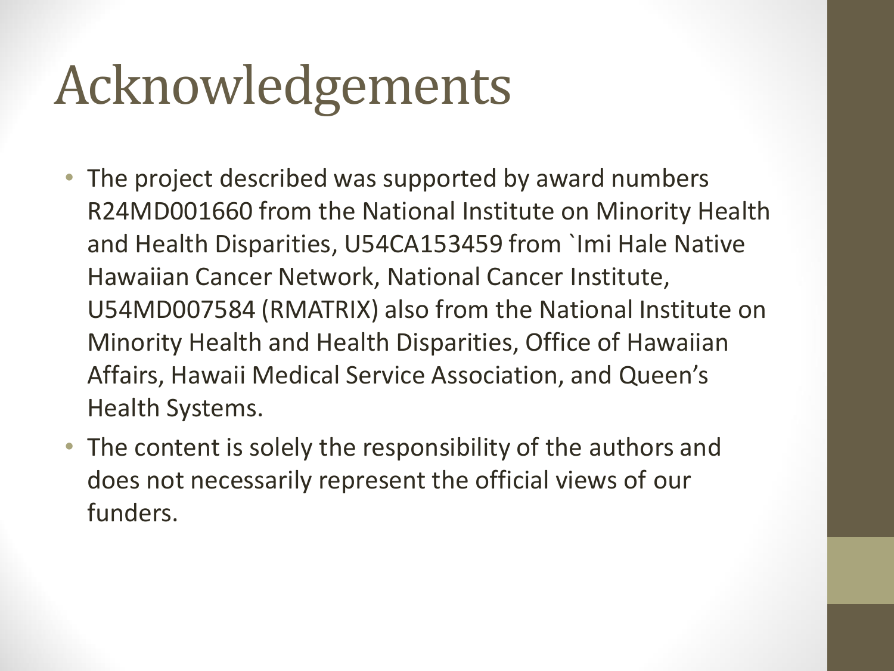# Acknowledgements

- The project described was supported by award numbers R24MD001660 from the National Institute on Minority Health and Health Disparities, U54CA153459 from `Imi Hale Native Hawaiian Cancer Network, National Cancer Institute, U54MD007584 (RMATRIX) also from the National Institute on Minority Health and Health Disparities, Office of Hawaiian Affairs, Hawaii Medical Service Association, and Queen's Health Systems.
- The content is solely the responsibility of the authors and does not necessarily represent the official views of our funders.